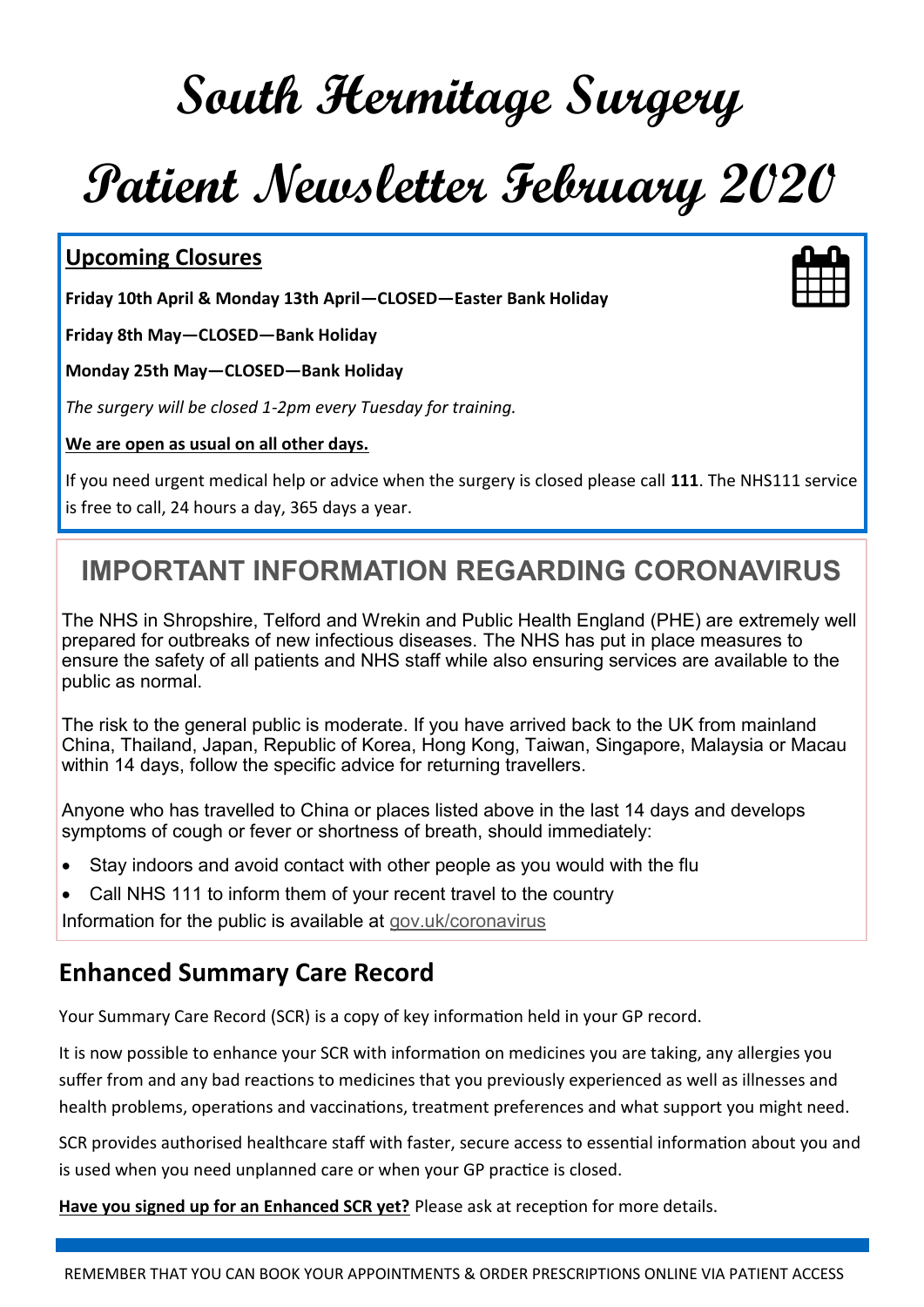# South Hermitage Surgery

# Patient Newsletter February 2020

## Upcoming Closures

**Friday 10th April & Monday 13th April—CLOSED—Easter Bank Holiday**

**Friday 8th May—CLOSED—Bank Holiday**

**Monday 25th May—CLOSED—Bank Holiday**

*The surgery will be closed 1-2pm every Tuesday for training.*

**We are open as usual on all other days.**

If you need urgent medical help or advice when the surgery is closed please call **111**. The NHS111 service is free to call, 24 hours a day, 365 days a year.

## IMPORTANT INFORMATION REGARDING CORONAVIRUS

The NHS in Shropshire, Telford and Wrekin and Public Health England (PHE) are extremely well prepared for outbreaks of new infectious diseases. The NHS has put in place measures to ensure the safety of all patients and NHS staff while also ensuring services are available to the public as normal.

The risk to the general public is moderate. If you have arrived back to the UK from mainland China, Thailand, Japan, Republic of Korea, Hong Kong, Taiwan, Singapore, Malaysia or Macau within 14 days, follow the specific advice for returning travellers.

Anyone who has travelled to China or places listed above in the last 14 days and develops symptoms of cough or fever or shortness of breath, should immediately:

- Stay indoors and avoid contact with other people as you would with the flu
- Call NHS 111 to inform them of your recent travel to the country

Information for the public is available at gov.uk/coronavirus

## Enhanced Summary Care Record

Your Summary Care Record (SCR) is a copy of key information held in your GP record.

It is now possible to enhance your SCR with information on medicines you are taking, any allergies you suffer from and any bad reactions to medicines that you previously experienced as well as illnesses and health problems, operations and vaccinations, treatment preferences and what support you might need.

SCR provides authorised healthcare staff with faster, secure access to essential information about you and is used when you need unplanned care or when your GP practice is closed.

**Have you signed up for an Enhanced SCR yet?** Please ask at reception for more details.

REMEMBER THAT YOU CAN BOOK YOUR APPOINTMENTS & ORDER PRESCRIPTIONS ONLINE VIA PATIENT ACCESS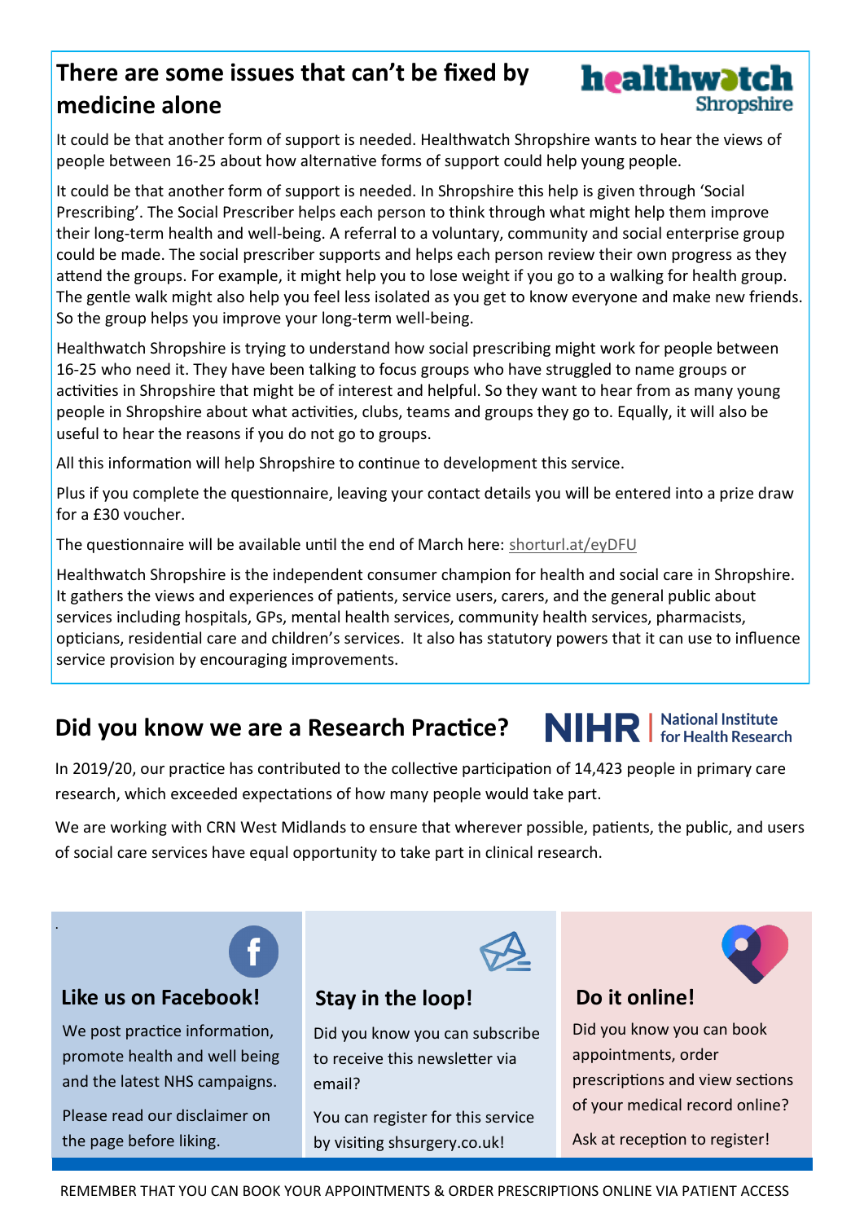## There are some issues that can't be fixed by medicine alone

healthwatch Shropshire

It could be that another form of support is needed. Healthwatch Shropshire wants to hear the views of people between 16-25 about how alternative forms of support could help young people.

It could be that another form of support is needed. In Shropshire this help is given through 'Social Prescribing'. The Social Prescriber helps each person to think through what might help them improve their long-term health and well-being. A referral to a voluntary, community and social enterprise group could be made. The social prescriber supports and helps each person review their own progress as they attend the groups. For example, it might help you to lose weight if you go to a walking for health group. The gentle walk might also help you feel less isolated as you get to know everyone and make new friends. So the group helps you improve your long-term well-being.

Healthwatch Shropshire is trying to understand how social prescribing might work for people between 16-25 who need it. They have been talking to focus groups who have struggled to name groups or activities in Shropshire that might be of interest and helpful. So they want to hear from as many young people in Shropshire about what activities, clubs, teams and groups they go to. Equally, it will also be useful to hear the reasons if you do not go to groups.

All this information will help Shropshire to continue to development this service.

Plus if you complete the questionnaire, leaving your contact details you will be entered into a prize draw for a £30 voucher.

The questionnaire will be available until the end of March here: shorturl.at/eyDFU

Healthwatch Shropshire is the independent consumer champion for health and social care in Shropshire. It gathers the views and experiences of patients, service users, carers, and the general public about services including hospitals, GPs, mental health services, community health services, pharmacists, opticians, residential care and children's services. It also has statutory powers that it can use to influence service provision by encouraging improvements.

## Did you know we are a Research Practice?

NIHR | National Institute for Health Research

In 2019/20, our practice has contributed to the collective participation of 14,423 people in primary care research, which exceeded expectations of how many people would take part.

We are working with CRN West Midlands to ensure that wherever possible, patients, the public, and users of social care services have equal opportunity to take part in clinical research.

### Like us on Facebook!

We post practice information, promote health and well being and the latest NHS campaigns.

Please read our disclaimer on the page before liking.

### Stay in the loop!

Did you know you can subscribe to receive this newsletter via email?

You can register for this service by visiting shsurgery.co.uk!

### Do it online!

Did you know you can book appointments, order prescriptions and view sections of your medical record online?

Ask at reception to register!

REMEMBER THAT YOU CAN BOOK YOUR APPOINTMENTS & ORDER PRESCRIPTIONS ONLINE VIA PATIENT ACCESS